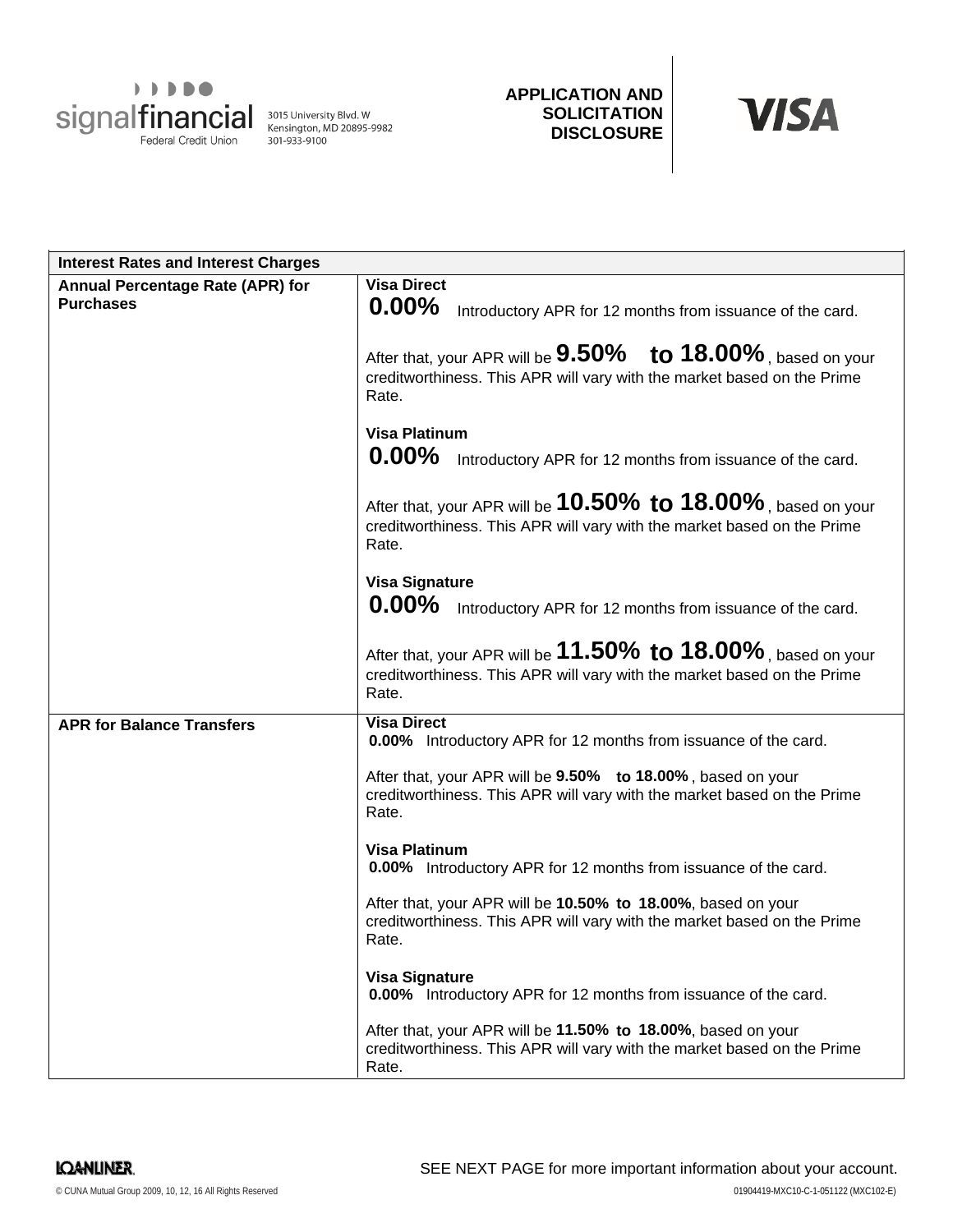signalfinancial Federal Credit Union

3015 University Blvd. W
Kensington, MD 20895-9982
301-933-9100

**APPLICATION AND SOLICITATION DISCLOSURE**

VISA

| Interest Rates and Interest Charges | |
|---|---|
| **Annual Percentage Rate (APR) for Purchases** | **Visa Direct**<br>**0.00%** Introductory APR for 12 months from issuance of the card.<br><br>After that, your APR will be **9.50% to 18.00%**, based on your creditworthiness. This APR will vary with the market based on the Prime Rate.<br><br>**Visa Platinum**<br>**0.00%** Introductory APR for 12 months from issuance of the card.<br><br>After that, your APR will be **10.50% to 18.00%**, based on your creditworthiness. This APR will vary with the market based on the Prime Rate.<br><br>**Visa Signature**<br>**0.00%** Introductory APR for 12 months from issuance of the card.<br><br>After that, your APR will be **11.50% to 18.00%**, based on your creditworthiness. This APR will vary with the market based on the Prime Rate. |
| **APR for Balance Transfers** | **Visa Direct**<br>**0.00%** Introductory APR for 12 months from issuance of the card.<br><br>After that, your APR will be **9.50% to 18.00%**, based on your creditworthiness. This APR will vary with the market based on the Prime Rate.<br><br>**Visa Platinum**<br>**0.00%** Introductory APR for 12 months from issuance of the card.<br><br>After that, your APR will be **10.50% to 18.00%**, based on your creditworthiness. This APR will vary with the market based on the Prime Rate.<br><br>**Visa Signature**<br>**0.00%** Introductory APR for 12 months from issuance of the card.<br><br>After that, your APR will be **11.50% to 18.00%**, based on your creditworthiness. This APR will vary with the market based on the Prime Rate. |

SEE NEXT PAGE for more important information about your account.

LOANLINER

© CUNA Mutual Group 2009, 10, 12, 16 All Rights Reserved

01904419-MXC10-C-1-051122 (MXC102-E)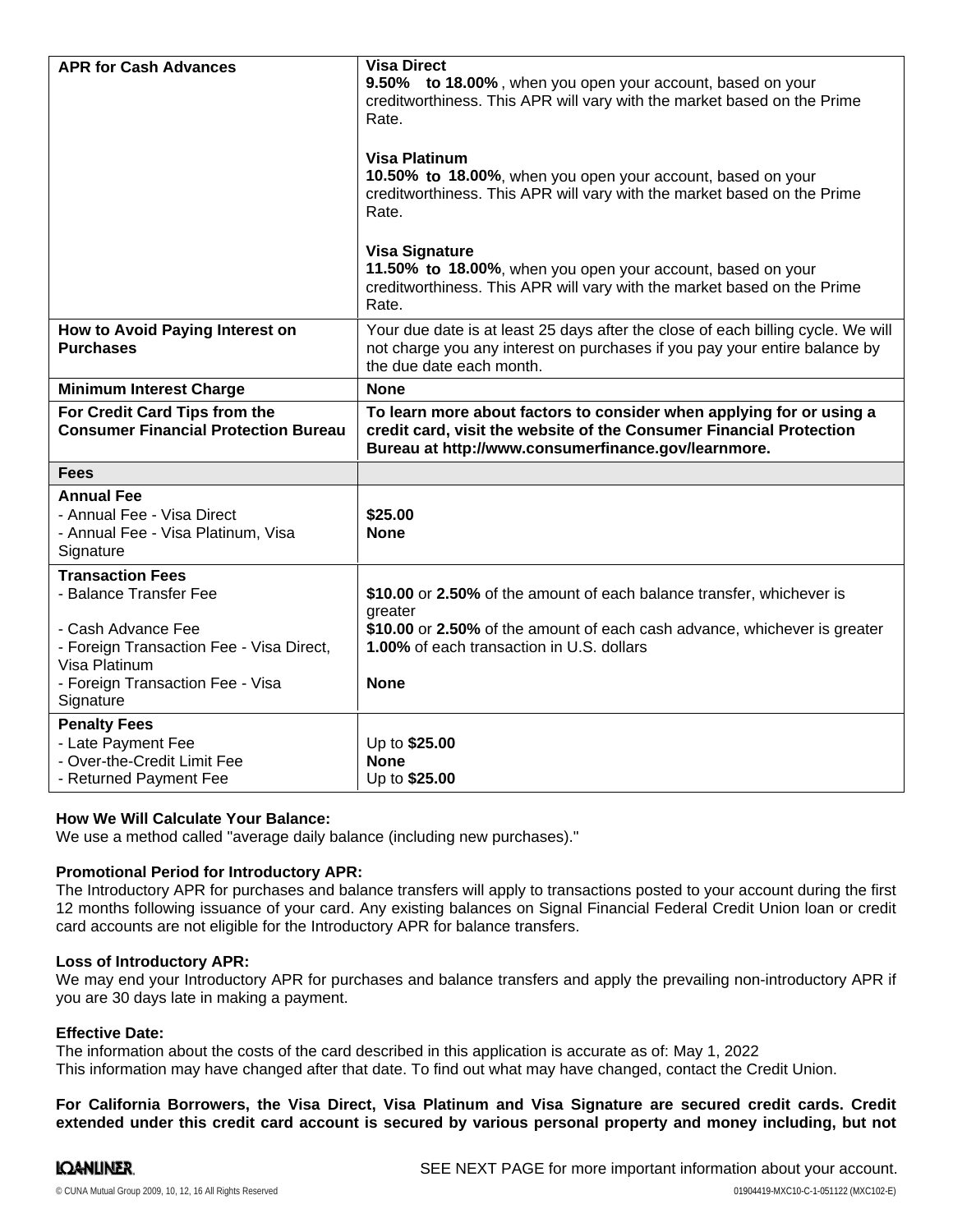| | |
|---|---|
| **APR for Cash Advances** | **Visa Direct**<br>**9.50% to 18.00%**, when you open your account, based on your creditworthiness. This APR will vary with the market based on the Prime Rate.<br><br>**Visa Platinum**<br>**10.50% to 18.00%**, when you open your account, based on your creditworthiness. This APR will vary with the market based on the Prime Rate.<br><br>**Visa Signature**<br>**11.50% to 18.00%**, when you open your account, based on your creditworthiness. This APR will vary with the market based on the Prime Rate. |
| **How to Avoid Paying Interest on Purchases** | Your due date is at least 25 days after the close of each billing cycle. We will not charge you any interest on purchases if you pay your entire balance by the due date each month. |
| **Minimum Interest Charge** | **None** |
| **For Credit Card Tips from the Consumer Financial Protection Bureau** | **To learn more about factors to consider when applying for or using a credit card, visit the website of the Consumer Financial Protection Bureau at http://www.consumerfinance.gov/learnmore.** |
| **Fees** | |
| **Annual Fee**<br>- Annual Fee - Visa Direct<br>- Annual Fee - Visa Platinum, Visa Signature | <br>**$25.00**<br>**None** |
| **Transaction Fees**<br>- Balance Transfer Fee<br><br>- Cash Advance Fee<br>- Foreign Transaction Fee - Visa Direct, Visa Platinum<br>- Foreign Transaction Fee - Visa Signature | <br>**$10.00** or **2.50%** of the amount of each balance transfer, whichever is greater<br>**$10.00** or **2.50%** of the amount of each cash advance, whichever is greater<br>**1.00%** of each transaction in U.S. dollars<br><br>**None** |
| **Penalty Fees**<br>- Late Payment Fee<br>- Over-the-Credit Limit Fee<br>- Returned Payment Fee | <br>Up to **$25.00**<br>**None**<br>Up to **$25.00** |

**How We Will Calculate Your Balance:**
We use a method called "average daily balance (including new purchases)."

**Promotional Period for Introductory APR:**
The Introductory APR for purchases and balance transfers will apply to transactions posted to your account during the first 12 months following issuance of your card. Any existing balances on Signal Financial Federal Credit Union loan or credit card accounts are not eligible for the Introductory APR for balance transfers.

**Loss of Introductory APR:**
We may end your Introductory APR for purchases and balance transfers and apply the prevailing non-introductory APR if you are 30 days late in making a payment.

**Effective Date:**
The information about the costs of the card described in this application is accurate as of: May 1, 2022
This information may have changed after that date. To find out what may have changed, contact the Credit Union.

**For California Borrowers, the Visa Direct, Visa Platinum and Visa Signature are secured credit cards. Credit extended under this credit card account is secured by various personal property and money including, but not**

SEE NEXT PAGE for more important information about your account.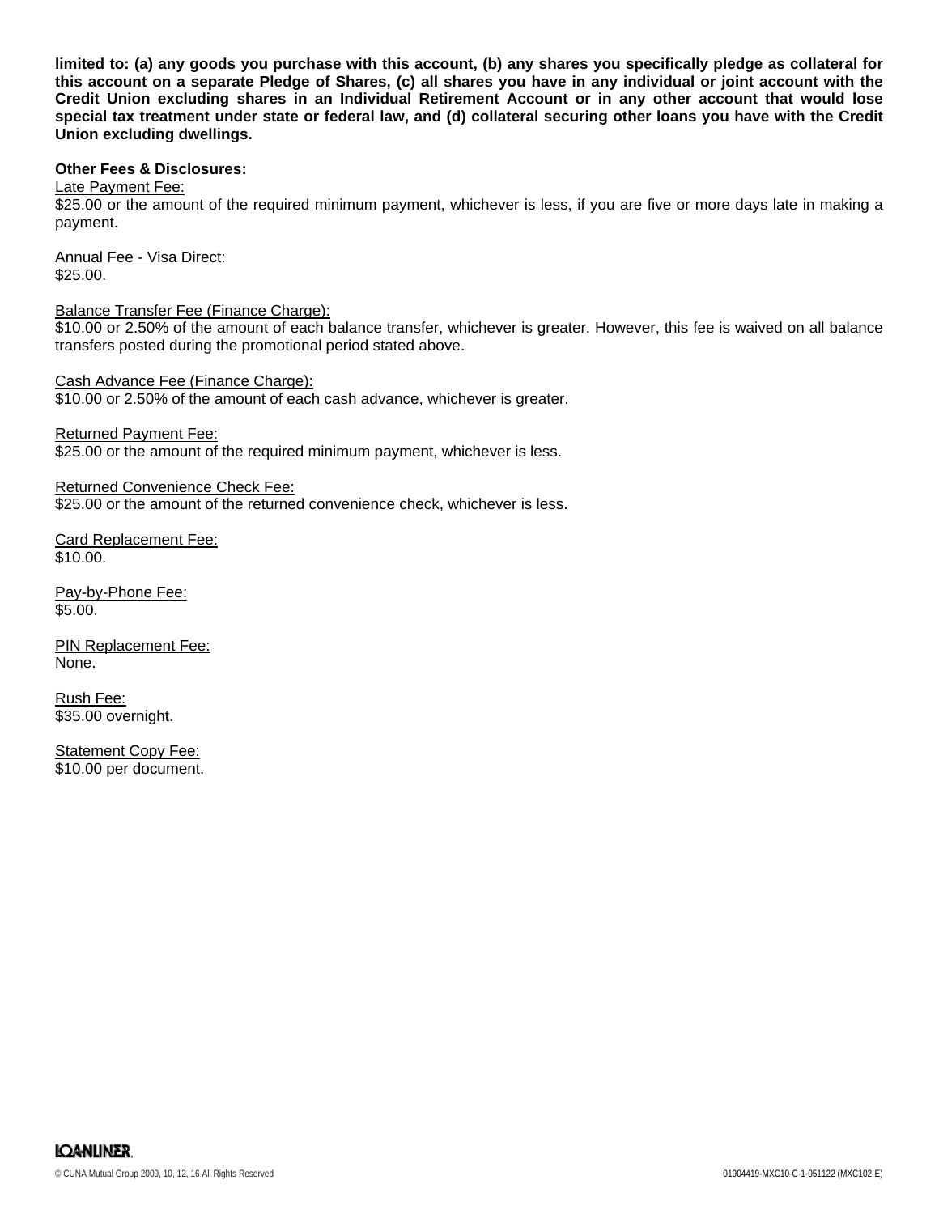**limited to: (a) any goods you purchase with this account, (b) any shares you specifically pledge as collateral for this account on a separate Pledge of Shares, (c) all shares you have in any individual or joint account with the Credit Union excluding shares in an Individual Retirement Account or in any other account that would lose special tax treatment under state or federal law, and (d) collateral securing other loans you have with the Credit Union excluding dwellings.**

**Other Fees & Disclosures:**

Late Payment Fee:
$25.00 or the amount of the required minimum payment, whichever is less, if you are five or more days late in making a payment.

Annual Fee - Visa Direct:
$25.00.

Balance Transfer Fee (Finance Charge):
$10.00 or 2.50% of the amount of each balance transfer, whichever is greater. However, this fee is waived on all balance transfers posted during the promotional period stated above.

Cash Advance Fee (Finance Charge):
$10.00 or 2.50% of the amount of each cash advance, whichever is greater.

Returned Payment Fee:
$25.00 or the amount of the required minimum payment, whichever is less.

Returned Convenience Check Fee:
$25.00 or the amount of the returned convenience check, whichever is less.

Card Replacement Fee:
$10.00.

Pay-by-Phone Fee:
$5.00.

PIN Replacement Fee:
None.

Rush Fee:
$35.00 overnight.

Statement Copy Fee:
$10.00 per document.

LOANLINER.

© CUNA Mutual Group 2009, 10, 12, 16 All Rights Reserved

01904419-MXC10-C-1-051122 (MXC102-E)